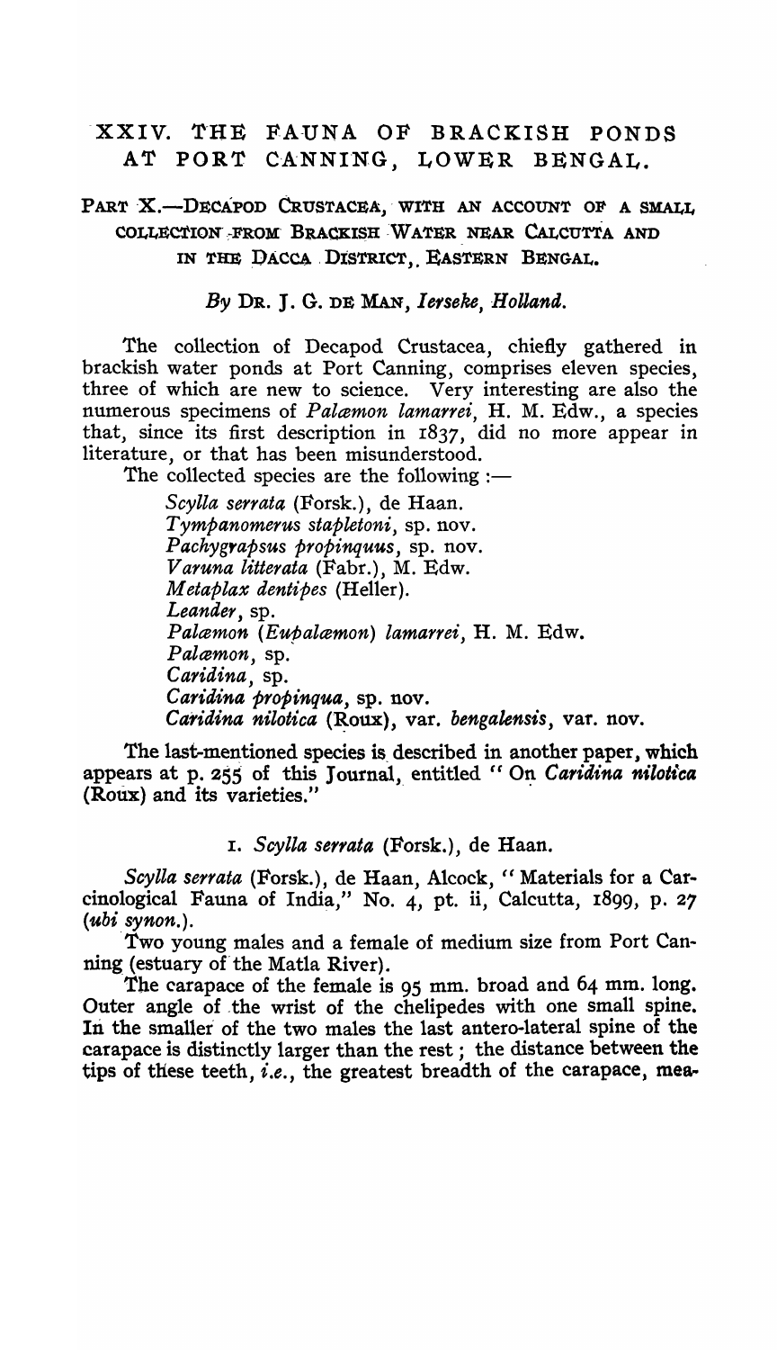# XXIV. THE FAUNA OF BRACKISH PONDS AT PORT CANNING, LOWER BENGAL.

## PART X.—DECAPOD CRUSTACEA, WITH AN ACCOUNT OF A SMALL COLLECTION FROM BRACKISH WATER NEAR CALCUTTA AND IN THE DACCA DISTRICT, EASTERN BENGAL.

*By* DR. J. G. DE MAN, *Ierseke, Holland.*

The collection of Decapod Crustacea, chiefly gathered in brackish water ponds at Port Canning, comprises eleven species, three of which are new to science. Very interesting are also the numerous specimens of *Palæmon lamarrei*, H. M. Edw., a species that, since its first description in 1837, did no more appear in literature, or that has been misunderstood.

The collected species are the following :—

*Scylla serrata* (Forsk.), de Haan.
*Tympanomerus stapletoni*, sp. nov.
*Pachygrapsus propinquus*, sp. nov.
*Varuna litterata* (Fabr.), M. Edw.
*Metaplax dentipes* (Heller).
*Leander*, sp.
*Palæmon (Eupalæmon) lamarrei*, H. M. Edw.
*Palæmon*, sp.
*Caridina*, sp.
*Caridina propinqua*, sp. nov.
*Caridina nilotica* (Roux), var. *bengalensis*, var. nov.

The last-mentioned species is described in another paper, which appears at p. 255 of this Journal, entitled " On *Caridina nilotica* (Roux) and its varieties."

### 1. *Scylla serrata* (Forsk.), de Haan.

*Scylla serrata* (Forsk.), de Haan, Alcock, " Materials for a Carcinological Fauna of India," No. 4, pt. ii, Calcutta, 1899, p. 27 (*ubi synon.*).

Two young males and a female of medium size from Port Canning (estuary of the Matla River).

The carapace of the female is 95 mm. broad and 64 mm. long. Outer angle of the wrist of the chelipedes with one small spine. In the smaller of the two males the last antero-lateral spine of the carapace is distinctly larger than the rest ; the distance between the tips of these teeth, *i.e.*, the greatest breadth of the carapace, mea-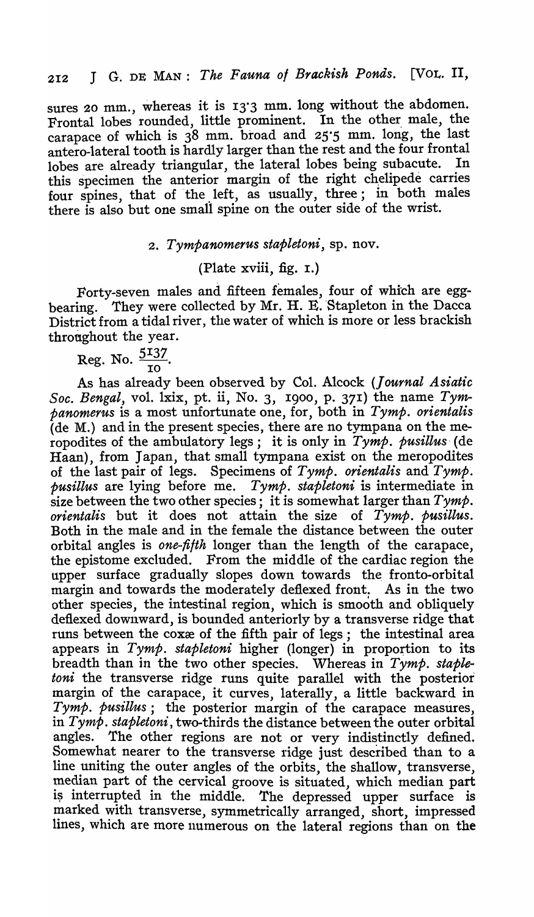sures 20 mm., whereas it is 13·3 mm. long without the abdomen. Frontal lobes rounded, little prominent. In the other male, the carapace of which is 38 mm. broad and 25·5 mm. long, the last antero-lateral tooth is hardly larger than the rest and the four frontal lobes are already triangular, the lateral lobes being subacute. In this specimen the anterior margin of the right chelipede carries four spines, that of the left, as usually, three; in both males there is also but one small spine on the outer side of the wrist.

## 2. *Tympanomerus stapletoni*, sp. nov.

(Plate xviii, fig. 1.)

Forty-seven males and fifteen females, four of which are egg-bearing. They were collected by Mr. H. E. Stapleton in the Dacca District from a tidal river, the water of which is more or less brackish throughout the year.

Reg. No. $\frac{5137}{10}$.

As has already been observed by Col. Alcock (*Journal Asiatic Soc. Bengal*, vol. lxix, pt. ii, No. 3, 1900, p. 371) the name *Tympanomerus* is a most unfortunate one, for, both in *Tymp. orientalis* (de M.) and in the present species, there are no tympana on the meropodites of the ambulatory legs; it is only in *Tymp. pusillus* (de Haan), from Japan, that small tympana exist on the meropodites of the last pair of legs. Specimens of *Tymp. orientalis* and *Tymp. pusillus* are lying before me. *Tymp. stapletoni* is intermediate in size between the two other species; it is somewhat larger than *Tymp. orientalis* but it does not attain the size of *Tymp. pusillus*. Both in the male and in the female the distance between the outer orbital angles is *one-fifth* longer than the length of the carapace, the epistome excluded. From the middle of the cardiac region the upper surface gradually slopes down towards the fronto-orbital margin and towards the moderately deflexed front. As in the two other species, the intestinal region, which is smooth and obliquely deflexed downward, is bounded anteriorly by a transverse ridge that runs between the coxæ of the fifth pair of legs; the intestinal area appears in *Tymp. stapletoni* higher (longer) in proportion to its breadth than in the two other species. Whereas in *Tymp. stapletoni* the transverse ridge runs quite parallel with the posterior margin of the carapace, it curves, laterally, a little backward in *Tymp. pusillus*; the posterior margin of the carapace measures, in *Tymp. stapletoni*, two-thirds the distance between the outer orbital angles. The other regions are not or very indistinctly defined. Somewhat nearer to the transverse ridge just described than to a line uniting the outer angles of the orbits, the shallow, transverse, median part of the cervical groove is situated, which median part is interrupted in the middle. The depressed upper surface is marked with transverse, symmetrically arranged, short, impressed lines, which are more numerous on the lateral regions than on the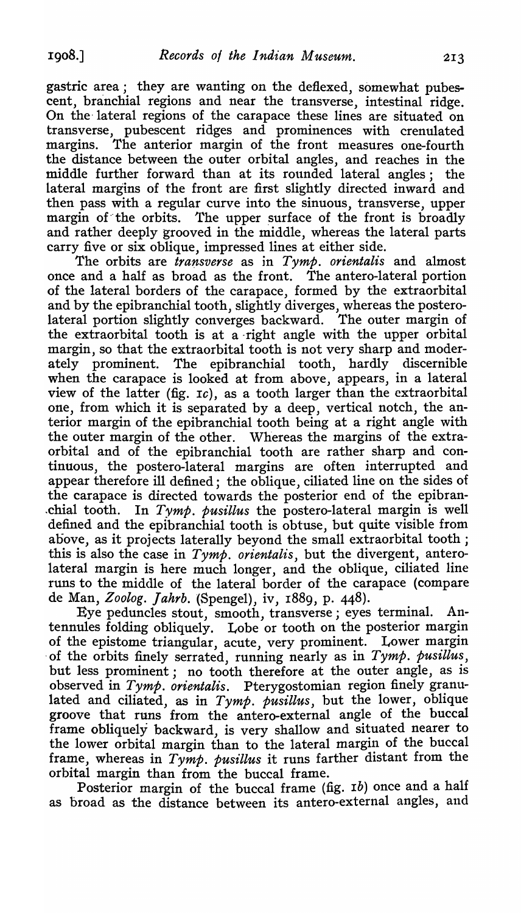gastric area; they are wanting on the deflexed, somewhat pubescent, branchial regions and near the transverse, intestinal ridge. On the lateral regions of the carapace these lines are situated on transverse, pubescent ridges and prominences with crenulated margins. The anterior margin of the front measures one-fourth the distance between the outer orbital angles, and reaches in the middle further forward than at its rounded lateral angles; the lateral margins of the front are first slightly directed inward and then pass with a regular curve into the sinuous, transverse, upper margin of the orbits. The upper surface of the front is broadly and rather deeply grooved in the middle, whereas the lateral parts carry five or six oblique, impressed lines at either side.

The orbits are *transverse* as in *Tymp. orientalis* and almost once and a half as broad as the front. The antero-lateral portion of the lateral borders of the carapace, formed by the extraorbital and by the epibranchial tooth, slightly diverges, whereas the postero-lateral portion slightly converges backward. The outer margin of the extraorbital tooth is at a right angle with the upper orbital margin, so that the extraorbital tooth is not very sharp and moderately prominent. The epibranchial tooth, hardly discernible when the carapace is looked at from above, appears, in a lateral view of the latter (fig. 1*c*), as a tooth larger than the extraorbital one, from which it is separated by a deep, vertical notch, the anterior margin of the epibranchial tooth being at a right angle with the outer margin of the other. Whereas the margins of the extraorbital and of the epibranchial tooth are rather sharp and continuous, the postero-lateral margins are often interrupted and appear therefore ill defined; the oblique, ciliated line on the sides of the carapace is directed towards the posterior end of the epibranchial tooth. In *Tymp. pusillus* the postero-lateral margin is well defined and the epibranchial tooth is obtuse, but quite visible from above, as it projects laterally beyond the small extraorbital tooth; this is also the case in *Tymp. orientalis*, but the divergent, antero-lateral margin is here much longer, and the oblique, ciliated line runs to the middle of the lateral border of the carapace (compare de Man, *Zoolog. Jahrb.* (Spengel), iv, 1889, p. 448).

Eye peduncles stout, smooth, transverse; eyes terminal. Antennules folding obliquely. Lobe or tooth on the posterior margin of the epistome triangular, acute, very prominent. Lower margin of the orbits finely serrated, running nearly as in *Tymp. pusillus*, but less prominent; no tooth therefore at the outer angle, as is observed in *Tymp. orientalis*. Pterygostomian region finely granulated and ciliated, as in *Tymp. pusillus*, but the lower, oblique groove that runs from the antero-external angle of the buccal frame obliquely backward, is very shallow and situated nearer to the lower orbital margin than to the lateral margin of the buccal frame, whereas in *Tymp. pusillus* it runs farther distant from the orbital margin than from the buccal frame.

Posterior margin of the buccal frame (fig. 1*b*) once and a half as broad as the distance between its antero-external angles, and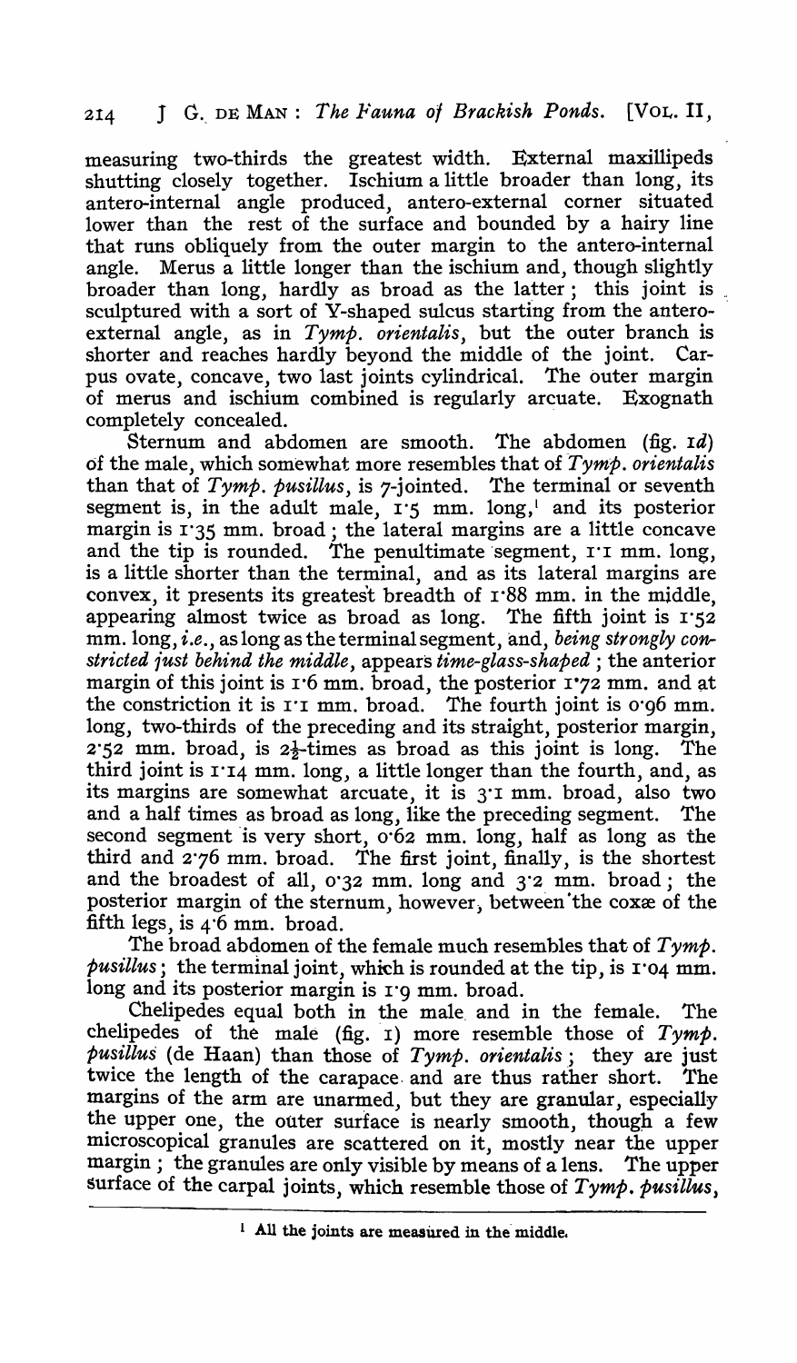measuring two-thirds the greatest width. External maxillipeds shutting closely together. Ischium a little broader than long, its antero-internal angle produced, antero-external corner situated lower than the rest of the surface and bounded by a hairy line that runs obliquely from the outer margin to the antero-internal angle. Merus a little longer than the ischium and, though slightly broader than long, hardly as broad as the latter; this joint is sculptured with a sort of Y-shaped sulcus starting from the antero-external angle, as in *Tymp. orientalis*, but the outer branch is shorter and reaches hardly beyond the middle of the joint. Carpus ovate, concave, two last joints cylindrical. The outer margin of merus and ischium combined is regularly arcuate. Exognath completely concealed.

Sternum and abdomen are smooth. The abdomen (fig. 1*d*) of the male, which somewhat more resembles that of *Tymp. orientalis* than that of *Tymp. pusillus*, is 7-jointed. The terminal or seventh segment is, in the adult male, 1·5 mm. long,[1] and its posterior margin is 1·35 mm. broad; the lateral margins are a little concave and the tip is rounded. The penultimate segment, 1·1 mm. long, is a little shorter than the terminal, and as its lateral margins are convex, it presents its greatest breadth of 1·88 mm. in the middle, appearing almost twice as broad as long. The fifth joint is 1·52 mm. long, *i.e.*, as long as the terminal segment, and, *being strongly constricted just behind the middle*, appears *time-glass-shaped*; the anterior margin of this joint is 1·6 mm. broad, the posterior 1·72 mm. and at the constriction it is 1·1 mm. broad. The fourth joint is 0·96 mm. long, two-thirds of the preceding and its straight, posterior margin, 2·52 mm. broad, is 2½-times as broad as this joint is long. The third joint is 1·14 mm. long, a little longer than the fourth, and, as its margins are somewhat arcuate, it is 3·1 mm. broad, also two and a half times as broad as long, like the preceding segment. The second segment is very short, 0·62 mm. long, half as long as the third and 2·76 mm. broad. The first joint, finally, is the shortest and the broadest of all, 0·32 mm. long and 3·2 mm. broad; the posterior margin of the sternum, however, between the coxæ of the fifth legs, is 4·6 mm. broad.

The broad abdomen of the female much resembles that of *Tymp. pusillus*; the terminal joint, which is rounded at the tip, is 1·04 mm. long and its posterior margin is 1·9 mm. broad.

Chelipedes equal both in the male and in the female. The chelipedes of the male (fig. 1) more resemble those of *Tymp. pusillus* (de Haan) than those of *Tymp. orientalis*; they are just twice the length of the carapace and are thus rather short. The margins of the arm are unarmed, but they are granular, especially the upper one, the outer surface is nearly smooth, though a few microscopical granules are scattered on it, mostly near the upper margin; the granules are only visible by means of a lens. The upper surface of the carpal joints, which resemble those of *Tymp. pusillus*,

[1] All the joints are measured in the middle.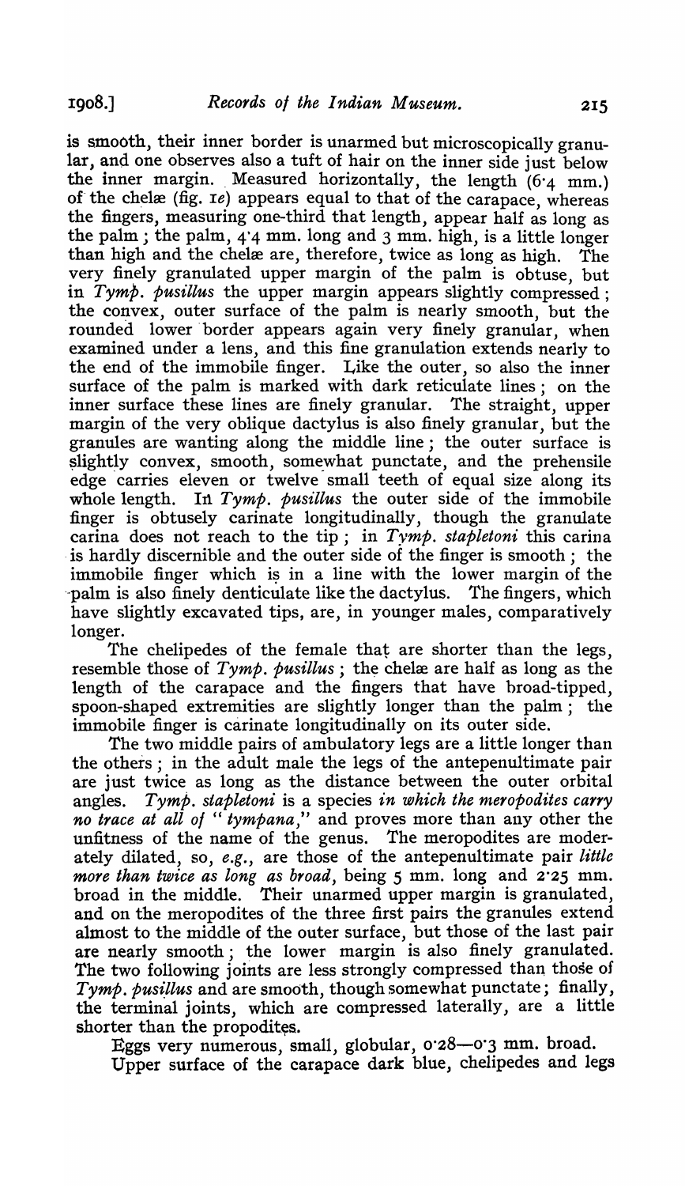is smooth, their inner border is unarmed but microscopically granular, and one observes also a tuft of hair on the inner side just below the inner margin. Measured horizontally, the length (6·4 mm.) of the chelæ (fig. 1*e*) appears equal to that of the carapace, whereas the fingers, measuring one-third that length, appear half as long as the palm; the palm, 4·4 mm. long and 3 mm. high, is a little longer than high and the chelæ are, therefore, twice as long as high. The very finely granulated upper margin of the palm is obtuse, but in *Tymp. pusillus* the upper margin appears slightly compressed; the convex, outer surface of the palm is nearly smooth, but the rounded lower border appears again very finely granular, when examined under a lens, and this fine granulation extends nearly to the end of the immobile finger. Like the outer, so also the inner surface of the palm is marked with dark reticulate lines; on the inner surface these lines are finely granular. The straight, upper margin of the very oblique dactylus is also finely granular, but the granules are wanting along the middle line; the outer surface is slightly convex, smooth, somewhat punctate, and the prehensile edge carries eleven or twelve small teeth of equal size along its whole length. In *Tymp. pusillus* the outer side of the immobile finger is obtusely carinate longitudinally, though the granulate carina does not reach to the tip; in *Tymp. stapletoni* this carina is hardly discernible and the outer side of the finger is smooth; the immobile finger which is in a line with the lower margin of the palm is also finely denticulate like the dactylus. The fingers, which have slightly excavated tips, are, in younger males, comparatively longer.

The chelipedes of the female that are shorter than the legs, resemble those of *Tymp. pusillus*; the chelæ are half as long as the length of the carapace and the fingers that have broad-tipped, spoon-shaped extremities are slightly longer than the palm; the immobile finger is carinate longitudinally on its outer side.

The two middle pairs of ambulatory legs are a little longer than the others; in the adult male the legs of the antepenultimate pair are just twice as long as the distance between the outer orbital angles. *Tymp. stapletoni* is a species *in which the meropodites carry no trace at all of "tympana,"* and proves more than any other the unfitness of the name of the genus. The meropodites are moderately dilated, so, *e.g.*, are those of the antepenultimate pair *little more than twice as long as broad*, being 5 mm. long and 2·25 mm. broad in the middle. Their unarmed upper margin is granulated, and on the meropodites of the three first pairs the granules extend almost to the middle of the outer surface, but those of the last pair are nearly smooth; the lower margin is also finely granulated. The two following joints are less strongly compressed than those of *Tymp. pusillus* and are smooth, though somewhat punctate; finally, the terminal joints, which are compressed laterally, are a little shorter than the propodites.

Eggs very numerous, small, globular, 0·28—0·3 mm. broad.

Upper surface of the carapace dark blue, chelipedes and legs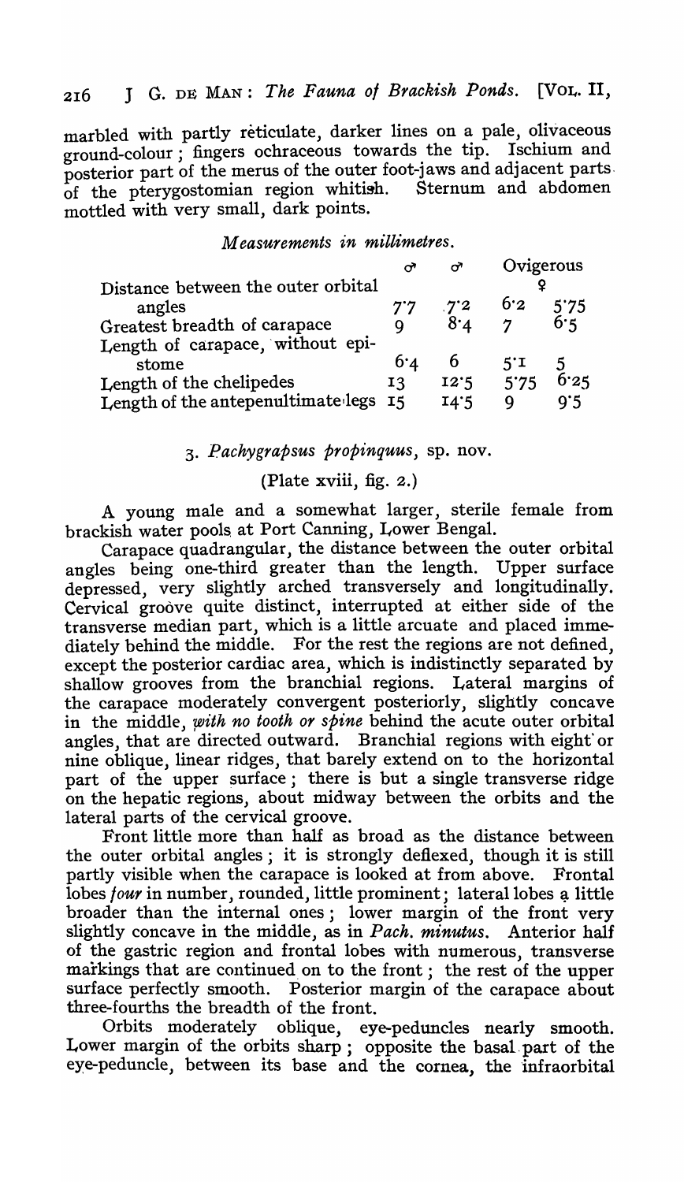marbled with partly reticulate, darker lines on a pale, olivaceous ground-colour; fingers ochraceous towards the tip. Ischium and posterior part of the merus of the outer foot-jaws and adjacent parts of the pterygostomian region whitish. Sternum and abdomen mottled with very small, dark points.

*Measurements in millimetres.*

| | ♂ | ♂ | Ovigerous ♀ | |
|---|---|---|---|---|
| Distance between the outer orbital angles | 7·7 | 7·2 | 6·2 | 5·75 |
| Greatest breadth of carapace | 9 | 8·4 | 7 | 6·5 |
| Length of carapace, without epistome | 6·4 | 6 | 5·1 | 5 |
| Length of the chelipedes | 13 | 12·5 | 5·75 | 6·25 |
| Length of the antepenultimate legs | 15 | 14·5 | 9 | 9·5 |

### 3. *Pachygrapsus propinquus*, sp. nov.

(Plate xviii, fig. 2.)

A young male and a somewhat larger, sterile female from brackish water pools at Port Canning, Lower Bengal.

Carapace quadrangular, the distance between the outer orbital angles being one-third greater than the length. Upper surface depressed, very slightly arched transversely and longitudinally. Cervical groove quite distinct, interrupted at either side of the transverse median part, which is a little arcuate and placed immediately behind the middle. For the rest the regions are not defined, except the posterior cardiac area, which is indistinctly separated by shallow grooves from the branchial regions. Lateral margins of the carapace moderately convergent posteriorly, slightly concave in the middle, *with no tooth or spine* behind the acute outer orbital angles, that are directed outward. Branchial regions with eight or nine oblique, linear ridges, that barely extend on to the horizontal part of the upper surface; there is but a single transverse ridge on the hepatic regions, about midway between the orbits and the lateral parts of the cervical groove.

Front little more than half as broad as the distance between the outer orbital angles; it is strongly deflexed, though it is still partly visible when the carapace is looked at from above. Frontal lobes *four* in number, rounded, little prominent; lateral lobes a little broader than the internal ones; lower margin of the front very slightly concave in the middle, as in *Pach. minutus*. Anterior half of the gastric region and frontal lobes with numerous, transverse markings that are continued on to the front; the rest of the upper surface perfectly smooth. Posterior margin of the carapace about three-fourths the breadth of the front.

Orbits moderately oblique, eye-peduncles nearly smooth. Lower margin of the orbits sharp; opposite the basal part of the eye-peduncle, between its base and the cornea, the infraorbital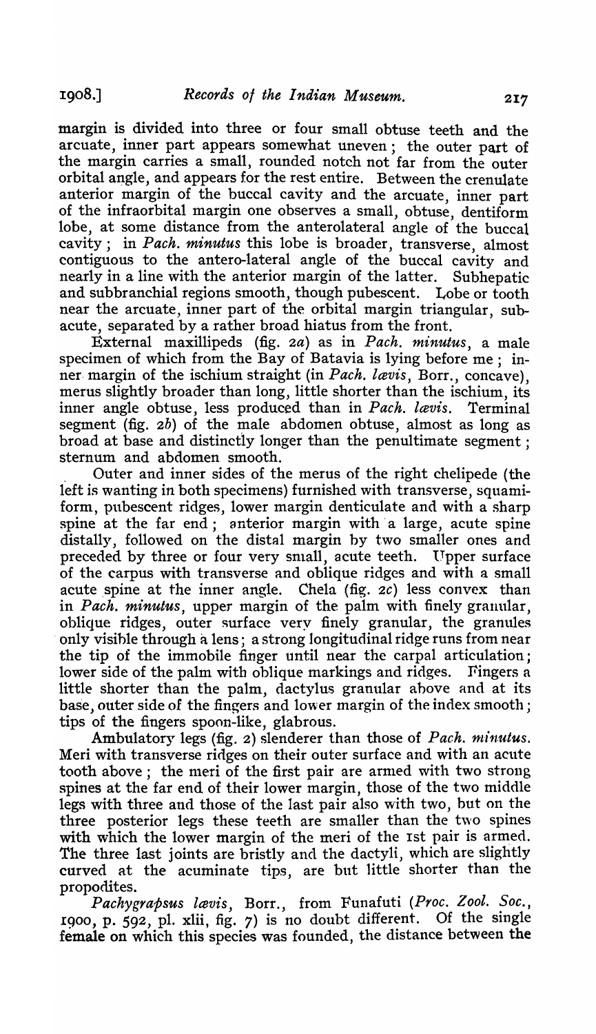margin is divided into three or four small obtuse teeth and the arcuate, inner part appears somewhat uneven; the outer part of the margin carries a small, rounded notch not far from the outer orbital angle, and appears for the rest entire. Between the crenulate anterior margin of the buccal cavity and the arcuate, inner part of the infraorbital margin one observes a small, obtuse, dentiform lobe, at some distance from the anterolateral angle of the buccal cavity; in *Pach. minutus* this lobe is broader, transverse, almost contiguous to the antero-lateral angle of the buccal cavity and nearly in a line with the anterior margin of the latter. Subhepatic and subbranchial regions smooth, though pubescent. Lobe or tooth near the arcuate, inner part of the orbital margin triangular, subacute, separated by a rather broad hiatus from the front.

External maxillipeds (fig. 2a) as in *Pach. minutus*, a male specimen of which from the Bay of Batavia is lying before me; inner margin of the ischium straight (in *Pach. lævis*, Borr., concave), merus slightly broader than long, little shorter than the ischium, its inner angle obtuse, less produced than in *Pach. lævis*. Terminal segment (fig. 2b) of the male abdomen obtuse, almost as long as broad at base and distinctly longer than the penultimate segment; sternum and abdomen smooth.

Outer and inner sides of the merus of the right chelipede (the left is wanting in both specimens) furnished with transverse, squamiform, pubescent ridges, lower margin denticulate and with a sharp spine at the far end; anterior margin with a large, acute spine distally, followed on the distal margin by two smaller ones and preceded by three or four very small, acute teeth. Upper surface of the carpus with transverse and oblique ridges and with a small acute spine at the inner angle. Chela (fig. 2c) less convex than in *Pach. minutus*, upper margin of the palm with finely granular, oblique ridges, outer surface very finely granular, the granules only visible through a lens; a strong longitudinal ridge runs from near the tip of the immobile finger until near the carpal articulation; lower side of the palm with oblique markings and ridges. Fingers a little shorter than the palm, dactylus granular above and at its base, outer side of the fingers and lower margin of the index smooth; tips of the fingers spoon-like, glabrous.

Ambulatory legs (fig. 2) slenderer than those of *Pach. minutus*. Meri with transverse ridges on their outer surface and with an acute tooth above; the meri of the first pair are armed with two strong spines at the far end of their lower margin, those of the two middle legs with three and those of the last pair also with two, but on the three posterior legs these teeth are smaller than the two spines with which the lower margin of the meri of the 1st pair is armed. The three last joints are bristly and the dactyli, which are slightly curved at the acuminate tips, are but little shorter than the propodites.

*Pachygrapsus lævis*, Borr., from Funafuti (*Proc. Zool. Soc.*, 1900, p. 592, pl. xlii, fig. 7) is no doubt different. Of the single female on which this species was founded, the distance between the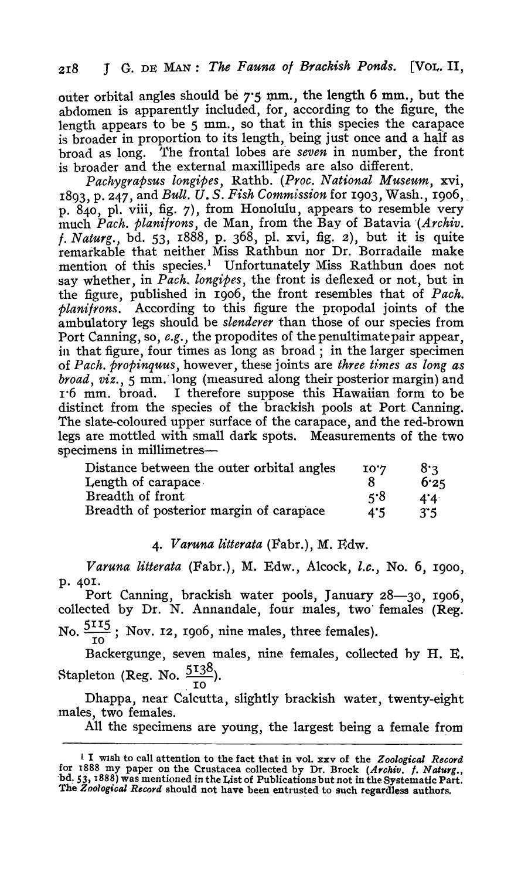outer orbital angles should be 7·5 mm., the length 6 mm., but the abdomen is apparently included, for, according to the figure, the length appears to be 5 mm., so that in this species the carapace is broader in proportion to its length, being just once and a half as broad as long. The frontal lobes are *seven* in number, the front is broader and the external maxillipeds are also different.

*Pachygrapsus longipes*, Rathb. (*Proc. National Museum*, xvi, 1893, p. 247, and *Bull. U. S. Fish Commission* for 1903, Wash., 1906, p. 840, pl. viii, fig. 7), from Honolulu, appears to resemble very much *Pach. planifrons*, de Man, from the Bay of Batavia (*Archiv. f. Naturg.*, bd. 53, 1888, p. 368, pl. xvi, fig. 2), but it is quite remarkable that neither Miss Rathbun nor Dr. Borradaile make mention of this species.[1] Unfortunately Miss Rathbun does not say whether, in *Pach. longipes*, the front is deflexed or not, but in the figure, published in 1906, the front resembles that of *Pach. planifrons*. According to this figure the propodal joints of the ambulatory legs should be *slenderer* than those of our species from Port Canning, so, *e.g.*, the propodites of the penultimate pair appear, in that figure, four times as long as broad; in the larger specimen of *Pach. propinquus*, however, these joints are *three times as long as broad*, *viz.*, 5 mm. long (measured along their posterior margin) and 1·6 mm. broad. I therefore suppose this Hawaiian form to be distinct from the species of the brackish pools at Port Canning. The slate-coloured upper surface of the carapace, and the red-brown legs are mottled with small dark spots. Measurements of the two specimens in millimetres—

| | | |
|---|---|---|
| Distance between the outer orbital angles | 10·7 | 8·3 |
| Length of carapace | 8 | 6·25 |
| Breadth of front | 5·8 | 4·4 |
| Breadth of posterior margin of carapace | 4·5 | 3·5 |

### 4. *Varuna litterata* (Fabr.), M. Edw.

*Varuna litterata* (Fabr.), M. Edw., Alcock, *l.c.*, No. 6, 1900, p. 401.

Port Canning, brackish water pools, January 28—30, 1906, collected by Dr. N. Annandale, four males, two females (Reg. No. $\frac{5115}{10}$; Nov. 12, 1906, nine males, three females).

Backergunge, seven males, nine females, collected by H. E. Stapleton (Reg. No. $\frac{5138}{10}$).

Dhappa, near Calcutta, slightly brackish water, twenty-eight males, two females.

All the specimens are young, the largest being a female from

[1] I wish to call attention to the fact that in vol. xxv of the *Zoological Record* for 1888 my paper on the Crustacea collected by Dr. Brock (*Archiv. f. Naturg.*, bd. 53, 1888) was mentioned in the List of Publications but not in the Systematic Part. The *Zoological Record* should not have been entrusted to such regardless authors.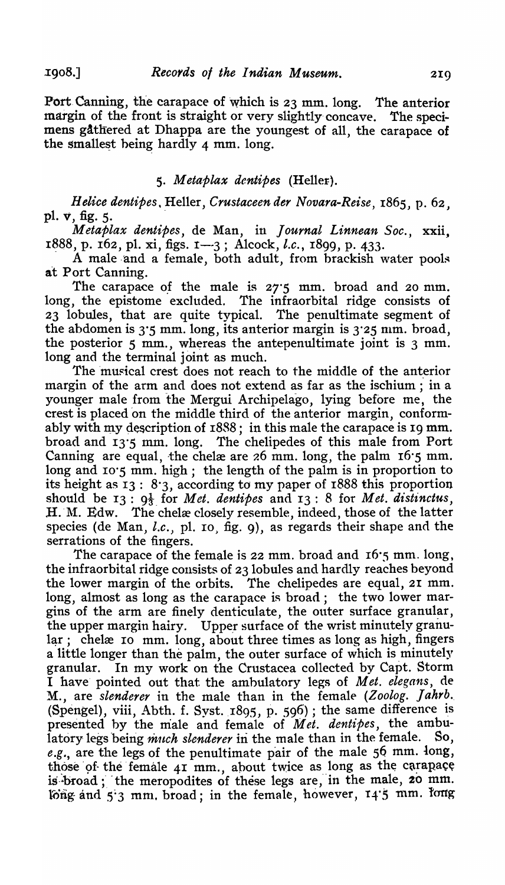Port Canning, the carapace of which is 23 mm. long. The anterior margin of the front is straight or very slightly concave. The specimens gathered at Dhappa are the youngest of all, the carapace of the smallest being hardly 4 mm. long.

### 5. *Metaplax dentipes* (Heller).

*Helice dentipes*, Heller, *Crustaceen der Novara-Reise*, 1865, p. 62, pl. v, fig. 5.

*Metaplax dentipes*, de Man, in *Journal Linnean Soc.*, xxii, 1888, p. 162, pl. xi, figs. 1—3; Alcock, *l.c.*, 1899, p. 433.

A male and a female, both adult, from brackish water pools at Port Canning.

The carapace of the male is 27·5 mm. broad and 20 mm. long, the epistome excluded. The infraorbital ridge consists of 23 lobules, that are quite typical. The penultimate segment of the abdomen is 3·5 mm. long, its anterior margin is 3·25 mm. broad, the posterior 5 mm., whereas the antepenultimate joint is 3 mm. long and the terminal joint as much.

The musical crest does not reach to the middle of the anterior margin of the arm and does not extend as far as the ischium; in a younger male from the Mergui Archipelago, lying before me, the crest is placed on the middle third of the anterior margin, conformably with my description of 1888; in this male the carapace is 19 mm. broad and 13·5 mm. long. The chelipedes of this male from Port Canning are equal, the chelæ are 26 mm. long, the palm 16·5 mm. long and 10·5 mm. high; the length of the palm is in proportion to its height as 13 : 8·3, according to my paper of 1888 this proportion should be 13 : 9⅓ for *Met. dentipes* and 13 : 8 for *Met. distinctus*, H. M. Edw. The chelæ closely resemble, indeed, those of the latter species (de Man, *l.c.*, pl. 10, fig. 9), as regards their shape and the serrations of the fingers.

The carapace of the female is 22 mm. broad and 16·5 mm. long, the infraorbital ridge consists of 23 lobules and hardly reaches beyond the lower margin of the orbits. The chelipedes are equal, 21 mm. long, almost as long as the carapace is broad; the two lower margins of the arm are finely denticulate, the outer surface granular, the upper margin hairy. Upper surface of the wrist minutely granular; chelæ 10 mm. long, about three times as long as high, fingers a little longer than the palm, the outer surface of which is minutely granular. In my work on the Crustacea collected by Capt. Storm I have pointed out that the ambulatory legs of *Met. elegans*, de M., are *slenderer* in the male than in the female (*Zoolog. Jahrb.* (Spengel), viii, Abth. f. Syst. 1895, p. 596); the same difference is presented by the male and female of *Met. dentipes*, the ambulatory legs being *much slenderer* in the male than in the female. So, *e.g.*, are the legs of the penultimate pair of the male 56 mm. long, those of the female 41 mm., about twice as long as the carapace is broad; the meropodites of these legs are, in the male, 20 mm. long and 5·3 mm. broad; in the female, however, 14·5 mm. long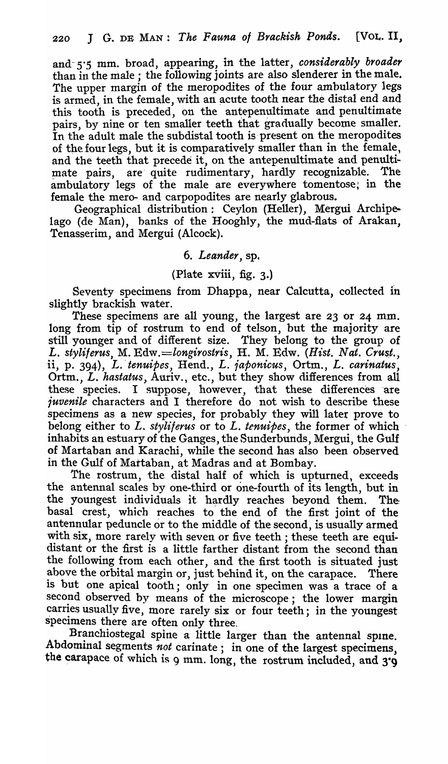and 5·5 mm. broad, appearing, in the latter, *considerably broader* than in the male; the following joints are also slenderer in the male. The upper margin of the meropodites of the four ambulatory legs is armed, in the female, with an acute tooth near the distal end and this tooth is preceded, on the antepenultimate and penultimate pairs, by nine or ten smaller teeth that gradually become smaller. In the adult male the subdistal tooth is present on the meropodites of the four legs, but it is comparatively smaller than in the female, and the teeth that precede it, on the antepenultimate and penultimate pairs, are quite rudimentary, hardly recognizable. The ambulatory legs of the male are everywhere tomentose; in the female the mero- and carpopodites are nearly glabrous.

Geographical distribution: Ceylon (Heller), Mergui Archipelago (de Man), banks of the Hooghly, the mud-flats of Arakan, Tenasserim, and Mergui (Alcock).

### 6. *Leander*, sp.

(Plate xviii, fig. 3.)

Seventy specimens from Dhappa, near Calcutta, collected in slightly brackish water.

These specimens are all young, the largest are 23 or 24 mm. long from tip of rostrum to end of telson, but the majority are still younger and of different size. They belong to the group of *L. styliferus*, M. Edw.=*longirostris*, H. M. Edw. (*Hist. Nat. Crust.*, ii, p. 394), *L. tenuipes*, Hend., *L. japonicus*, Ortm., *L. carinatus*, Ortm., *L. hastatus*, Auriv., etc., but they show differences from all these species. I suppose, however, that these differences are *juvenile* characters and I therefore do not wish to describe these specimens as a new species, for probably they will later prove to belong either to *L. styliferus* or to *L. tenuipes*, the former of which inhabits an estuary of the Ganges, the Sunderbunds, Mergui, the Gulf of Martaban and Karachi, while the second has also been observed in the Gulf of Martaban, at Madras and at Bombay.

The rostrum, the distal half of which is upturned, exceeds the antennal scales by one-third or one-fourth of its length, but in the youngest individuals it hardly reaches beyond them. The basal crest, which reaches to the end of the first joint of the antennular peduncle or to the middle of the second, is usually armed with six, more rarely with seven or five teeth; these teeth are equidistant or the first is a little farther distant from the second than the following from each other, and the first tooth is situated just above the orbital margin or, just behind it, on the carapace. There is but one apical tooth; only in one specimen was a trace of a second observed by means of the microscope; the lower margin carries usually five, more rarely six or four teeth; in the youngest specimens there are often only three.

Branchiostegal spine a little larger than the antennal spine. Abdominal segments *not* carinate; in one of the largest specimens, the carapace of which is 9 mm. long, the rostrum included, and 3·9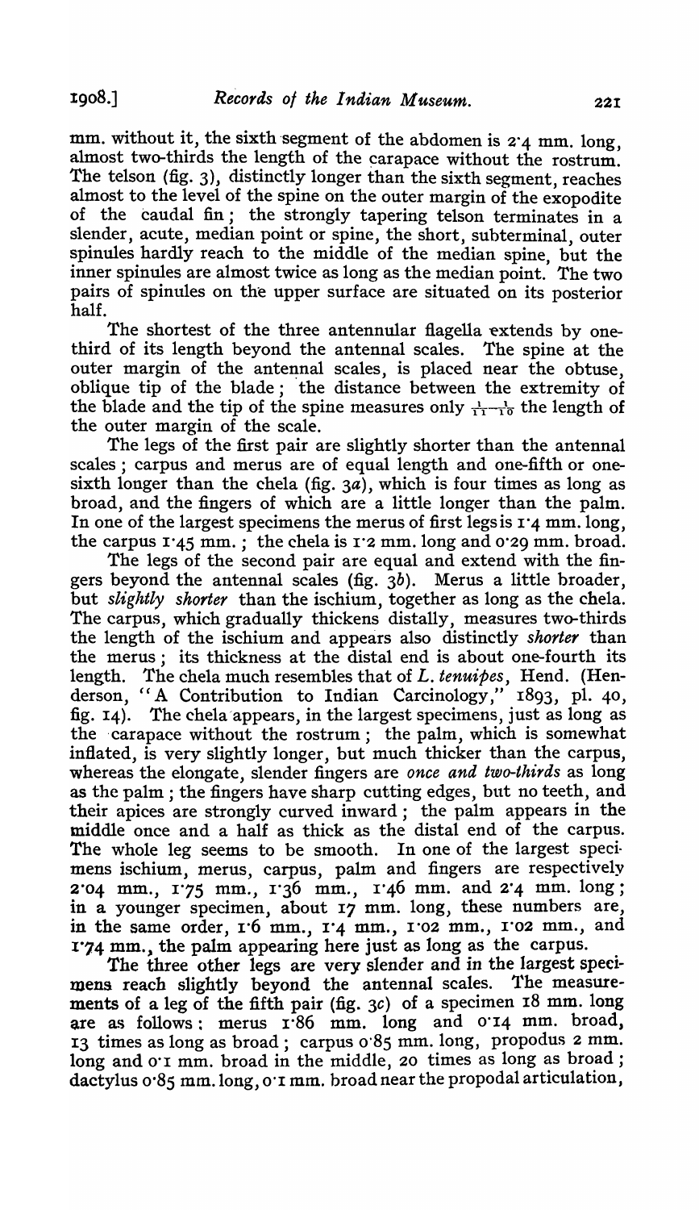mm. without it, the sixth segment of the abdomen is 2·4 mm. long, almost two-thirds the length of the carapace without the rostrum. The telson (fig. 3), distinctly longer than the sixth segment, reaches almost to the level of the spine on the outer margin of the exopodite of the caudal fin; the strongly tapering telson terminates in a slender, acute, median point or spine, the short, subterminal, outer spinules hardly reach to the middle of the median spine, but the inner spinules are almost twice as long as the median point. The two pairs of spinules on the upper surface are situated on its posterior half.

The shortest of the three antennular flagella extends by one-third of its length beyond the antennal scales. The spine at the outer margin of the antennal scales, is placed near the obtuse, oblique tip of the blade; the distance between the extremity of the blade and the tip of the spine measures only $\frac{1}{11}$–$\frac{1}{10}$ the length of the outer margin of the scale.

The legs of the first pair are slightly shorter than the antennal scales; carpus and merus are of equal length and one-fifth or one-sixth longer than the chela (fig. 3*a*), which is four times as long as broad, and the fingers of which are a little longer than the palm. In one of the largest specimens the merus of first legs is 1·4 mm. long, the carpus 1·45 mm.; the chela is 1·2 mm. long and 0·29 mm. broad.

The legs of the second pair are equal and extend with the fingers beyond the antennal scales (fig. 3*b*). Merus a little broader, but *slightly shorter* than the ischium, together as long as the chela. The carpus, which gradually thickens distally, measures two-thirds the length of the ischium and appears also distinctly *shorter* than the merus; its thickness at the distal end is about one-fourth its length. The chela much resembles that of *L. tenuipes*, Hend. (Henderson, "A Contribution to Indian Carcinology," 1893, pl. 40, fig. 14). The chela appears, in the largest specimens, just as long as the carapace without the rostrum; the palm, which is somewhat inflated, is very slightly longer, but much thicker than the carpus, whereas the elongate, slender fingers are *once and two-thirds* as long as the palm; the fingers have sharp cutting edges, but no teeth, and their apices are strongly curved inward; the palm appears in the middle once and a half as thick as the distal end of the carpus. The whole leg seems to be smooth. In one of the largest specimens ischium, merus, carpus, palm and fingers are respectively 2·04 mm., 1·75 mm., 1·36 mm., 1·46 mm. and 2·4 mm. long; in a younger specimen, about 17 mm. long, these numbers are, in the same order, 1·6 mm., 1·4 mm., 1·02 mm., 1·02 mm., and 1·74 mm., the palm appearing here just as long as the carpus.

The three other legs are very slender and in the largest specimens reach slightly beyond the antennal scales. The measurements of a leg of the fifth pair (fig. 3*c*) of a specimen 18 mm. long are as follows: merus 1·86 mm. long and 0·14 mm. broad, 13 times as long as broad; carpus 0·85 mm. long, propodus 2 mm. long and 0·1 mm. broad in the middle, 20 times as long as broad; dactylus 0·85 mm. long, 0·1 mm. broad near the propodal articulation,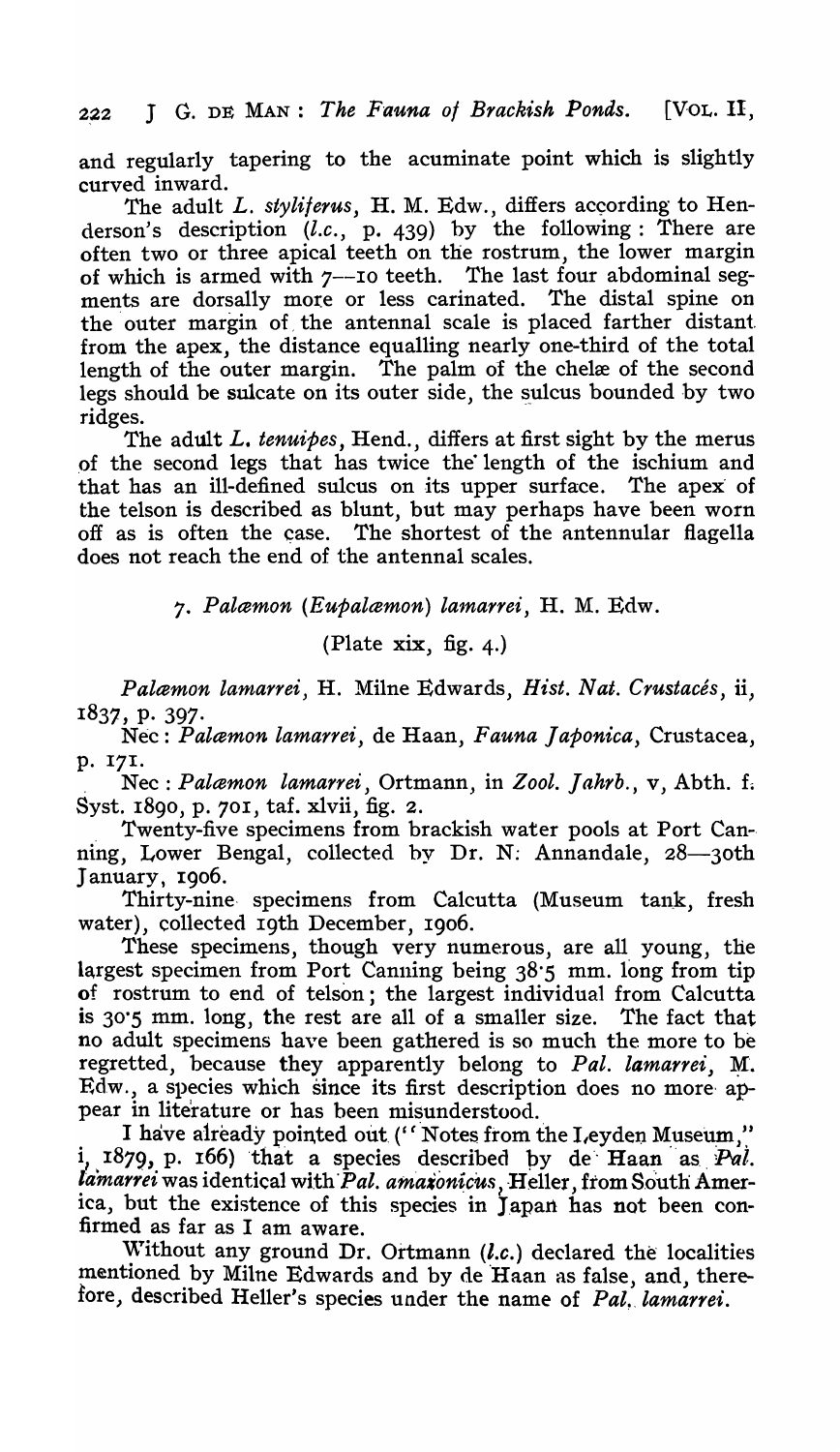and regularly tapering to the acuminate point which is slightly curved inward.

The adult *L. styliferus*, H. M. Edw., differs according to Henderson's description (*l.c.*, p. 439) by the following: There are often two or three apical teeth on the rostrum, the lower margin of which is armed with 7—10 teeth. The last four abdominal segments are dorsally more or less carinated. The distal spine on the outer margin of the antennal scale is placed farther distant from the apex, the distance equalling nearly one-third of the total length of the outer margin. The palm of the chelæ of the second legs should be sulcate on its outer side, the sulcus bounded by two ridges.

The adult *L. tenuipes*, Hend., differs at first sight by the merus of the second legs that has twice the length of the ischium and that has an ill-defined sulcus on its upper surface. The apex of the telson is described as blunt, but may perhaps have been worn off as is often the case. The shortest of the antennular flagella does not reach the end of the antennal scales.

### 7. *Palæmon (Eupalæmon) lamarrei*, H. M. Edw.

(Plate xix, fig. 4.)

*Palæmon lamarrei*, H. Milne Edwards, *Hist. Nat. Crustacés*, ii, 1837, p. 397.

Nec: *Palæmon lamarrei*, de Haan, *Fauna Japonica*, Crustacea, p. 171.

Nec: *Palæmon lamarrei*, Ortmann, in *Zool. Jahrb.*, v, Abth. f. Syst. 1890, p. 701, taf. xlvii, fig. 2.

Twenty-five specimens from brackish water pools at Port Canning, Lower Bengal, collected by Dr. N. Annandale, 28—30th January, 1906.

Thirty-nine specimens from Calcutta (Museum tank, fresh water), collected 19th December, 1906.

These specimens, though very numerous, are all young, the largest specimen from Port Canning being 38·5 mm. long from tip of rostrum to end of telson; the largest individual from Calcutta is 30·5 mm. long, the rest are all of a smaller size. The fact that no adult specimens have been gathered is so much the more to be regretted, because they apparently belong to *Pal. lamarrei*, M. Edw., a species which since its first description does no more appear in literature or has been misunderstood.

I have already pointed out ("Notes from the Leyden Museum," i, 1879, p. 166) that a species described by de Haan as *Pal. lamarrei* was identical with *Pal. amazonicus*, Heller, from South America, but the existence of this species in Japan has not been confirmed as far as I am aware.

Without any ground Dr. Ortmann (*l.c.*) declared the localities mentioned by Milne Edwards and by de Haan as false, and, therefore, described Heller's species under the name of *Pal. lamarrei*.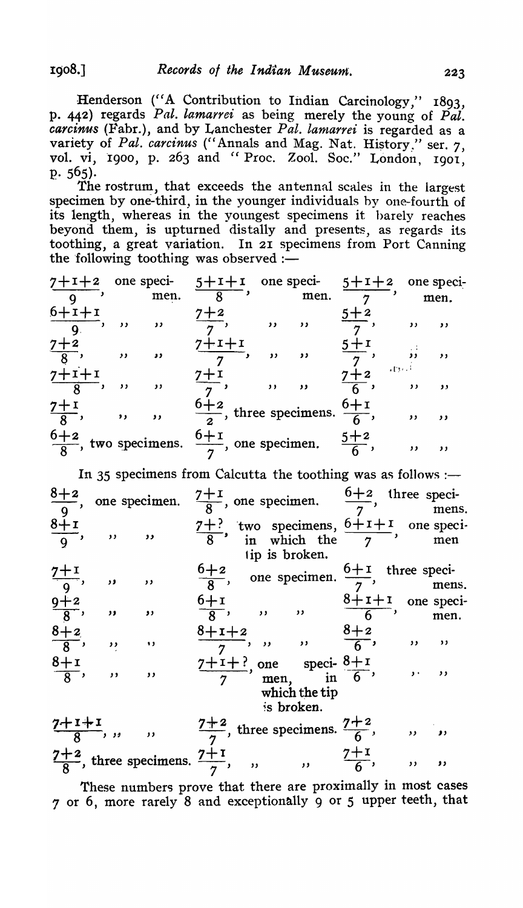Henderson ("A Contribution to Indian Carcinology," 1893, p. 442) regards *Pal. lamarrei* as being merely the young of *Pal. carcinus* (Fabr.), and by Lanchester *Pal. lamarrei* is regarded as a variety of *Pal. carcinus* ("Annals and Mag. Nat. History," ser. 7, vol. vi, 1900, p. 263 and "Proc. Zool. Soc." London, 1901, p. 565).

The rostrum, that exceeds the antennal scales in the largest specimen by one-third, in the younger individuals by one-fourth of its length, whereas in the youngest specimens it barely reaches beyond them, is upturned distally and presents, as regards its toothing, a great variation. In 21 specimens from Port Canning the following toothing was observed :—

| | | |
|---|---|---|
| $\frac{7+1+2}{9}$, one specimen. | $\frac{5+1+1}{8}$, one specimen. | $\frac{5+1+2}{7}$, one specimen. |
| $\frac{6+1+1}{9}$, ,, ,, | $\frac{7+2}{7}$, ,, ,, | $\frac{5+2}{7}$, ,, ,, |
| $\frac{7+2}{8}$, ,, ,, | $\frac{7+1+1}{7}$, ,, ,, | $\frac{5+1}{7}$, ,, ,, |
| $\frac{7+1+1}{8}$, ,, ,, | $\frac{7+1}{7}$, ,, ,, | $\frac{7+2}{6}$, ,, ,, |
| $\frac{7+1}{8}$, ,, ,, | $\frac{6+2}{2}$, three specimens. | $\frac{6+1}{6}$, ,, ,, |
| $\frac{6+2}{8}$, two specimens. | $\frac{6+1}{7}$, one specimen. | $\frac{5+2}{6}$, ,, ,, |

In 35 specimens from Calcutta the toothing was as follows :—

| | | |
|---|---|---|
| $\frac{8+2}{9}$, one specimen. | $\frac{7+1}{8}$, one specimen. | $\frac{6+2}{7}$, three specimens. |
| $\frac{8+1}{9}$, ,, ,, | $\frac{7+?}{8}$, two specimens, in which the tip is broken. | $\frac{6+1+1}{7}$, one specimen |
| $\frac{7+1}{9}$, ,, ,, | $\frac{6+2}{8}$, one specimen. | $\frac{6+1}{7}$, three specimens. |
| $\frac{9+2}{8}$, ,, ,, | $\frac{6+1}{8}$, ,, ,, | $\frac{8+1+1}{6}$, one specimen. |
| $\frac{8+2}{8}$, ,, ,, | $\frac{8+1+2}{7}$, ,, ,, | $\frac{8+2}{6}$, ,, ,, |
| $\frac{8+1}{8}$, ,, ,, | $\frac{7+1+?}{7}$, one specimen, in which the tip is broken. | $\frac{8+1}{6}$, ,, ,, |
| $\frac{7+1+1}{8}$, ,, ,, | $\frac{7+2}{7}$, three specimens. | $\frac{7+2}{6}$, ,, ,, |
| $\frac{7+2}{8}$, three specimens. | $\frac{7+1}{7}$, ,, ,, | $\frac{7+1}{6}$, ,, ,, |

These numbers prove that there are proximally in most cases 7 or 6, more rarely 8 and exceptionally 9 or 5 upper teeth, that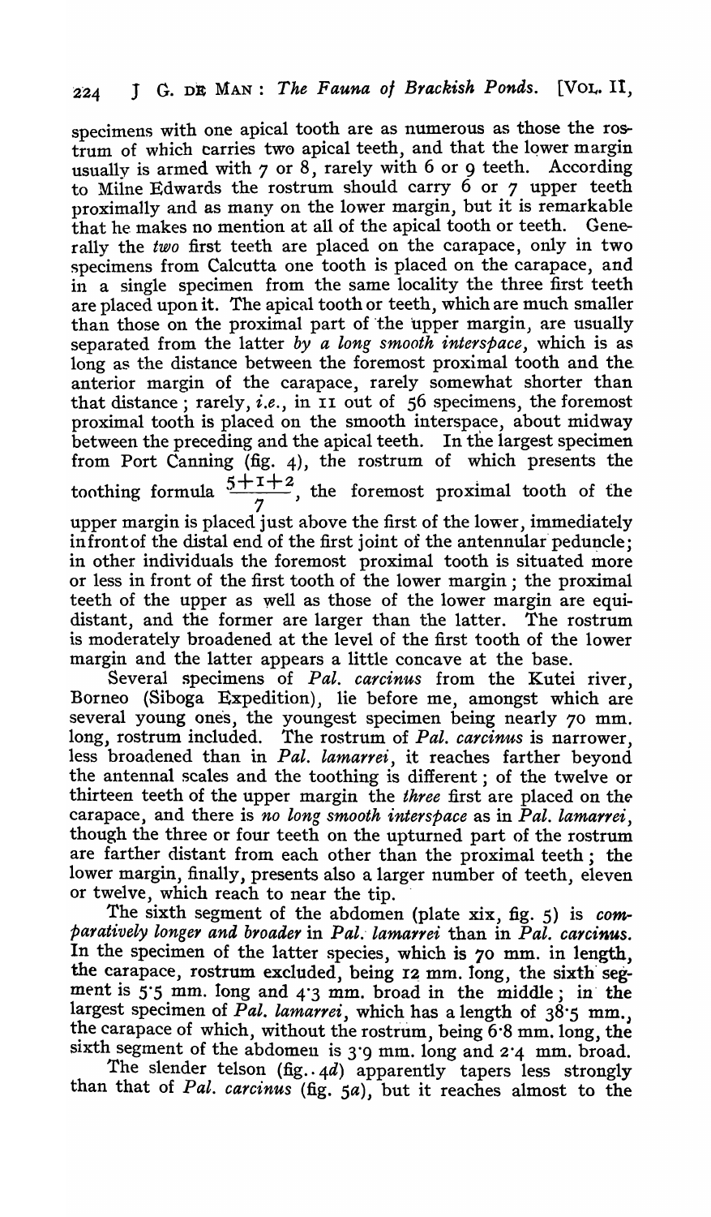specimens with one apical tooth are as numerous as those the rostrum of which carries two apical teeth, and that the lower margin usually is armed with 7 or 8, rarely with 6 or 9 teeth. According to Milne Edwards the rostrum should carry 6 or 7 upper teeth proximally and as many on the lower margin, but it is remarkable that he makes no mention at all of the apical tooth or teeth. Generally the *two* first teeth are placed on the carapace, only in two specimens from Calcutta one tooth is placed on the carapace, and in a single specimen from the same locality the three first teeth are placed upon it. The apical tooth or teeth, which are much smaller than those on the proximal part of the upper margin, are usually separated from the latter *by a long smooth interspace*, which is as long as the distance between the foremost proximal tooth and the anterior margin of the carapace, rarely somewhat shorter than that distance; rarely, *i.e.*, in 11 out of 56 specimens, the foremost proximal tooth is placed on the smooth interspace, about midway between the preceding and the apical teeth. In the largest specimen from Port Canning (fig. 4), the rostrum of which presents the toothing formula $\frac{5+1+2}{7}$, the foremost proximal tooth of the upper margin is placed just above the first of the lower, immediately in front of the distal end of the first joint of the antennular peduncle; in other individuals the foremost proximal tooth is situated more or less in front of the first tooth of the lower margin; the proximal teeth of the upper as well as those of the lower margin are equidistant, and the former are larger than the latter. The rostrum is moderately broadened at the level of the first tooth of the lower margin and the latter appears a little concave at the base.

Several specimens of *Pal. carcinus* from the Kutei river, Borneo (Siboga Expedition), lie before me, amongst which are several young ones, the youngest specimen being nearly 70 mm. long, rostrum included. The rostrum of *Pal. carcinus* is narrower, less broadened than in *Pal. lamarrei*, it reaches farther beyond the antennal scales and the toothing is different; of the twelve or thirteen teeth of the upper margin the *three* first are placed on the carapace, and there is *no long smooth interspace* as in *Pal. lamarrei*, though the three or four teeth on the upturned part of the rostrum are farther distant from each other than the proximal teeth; the lower margin, finally, presents also a larger number of teeth, eleven or twelve, which reach to near the tip.

The sixth segment of the abdomen (plate xix, fig. 5) is *comparatively longer and broader* in *Pal. lamarrei* than in *Pal. carcinus*. In the specimen of the latter species, which is 70 mm. in length, the carapace, rostrum excluded, being 12 mm. long, the sixth segment is 5·5 mm. long and 4·3 mm. broad in the middle; in the largest specimen of *Pal. lamarrei*, which has a length of 38·5 mm., the carapace of which, without the rostrum, being 6·8 mm. long, the sixth segment of the abdomen is 3·9 mm. long and 2·4 mm. broad.

The slender telson (fig. 4*d*) apparently tapers less strongly than that of *Pal. carcinus* (fig. 5*a*), but it reaches almost to the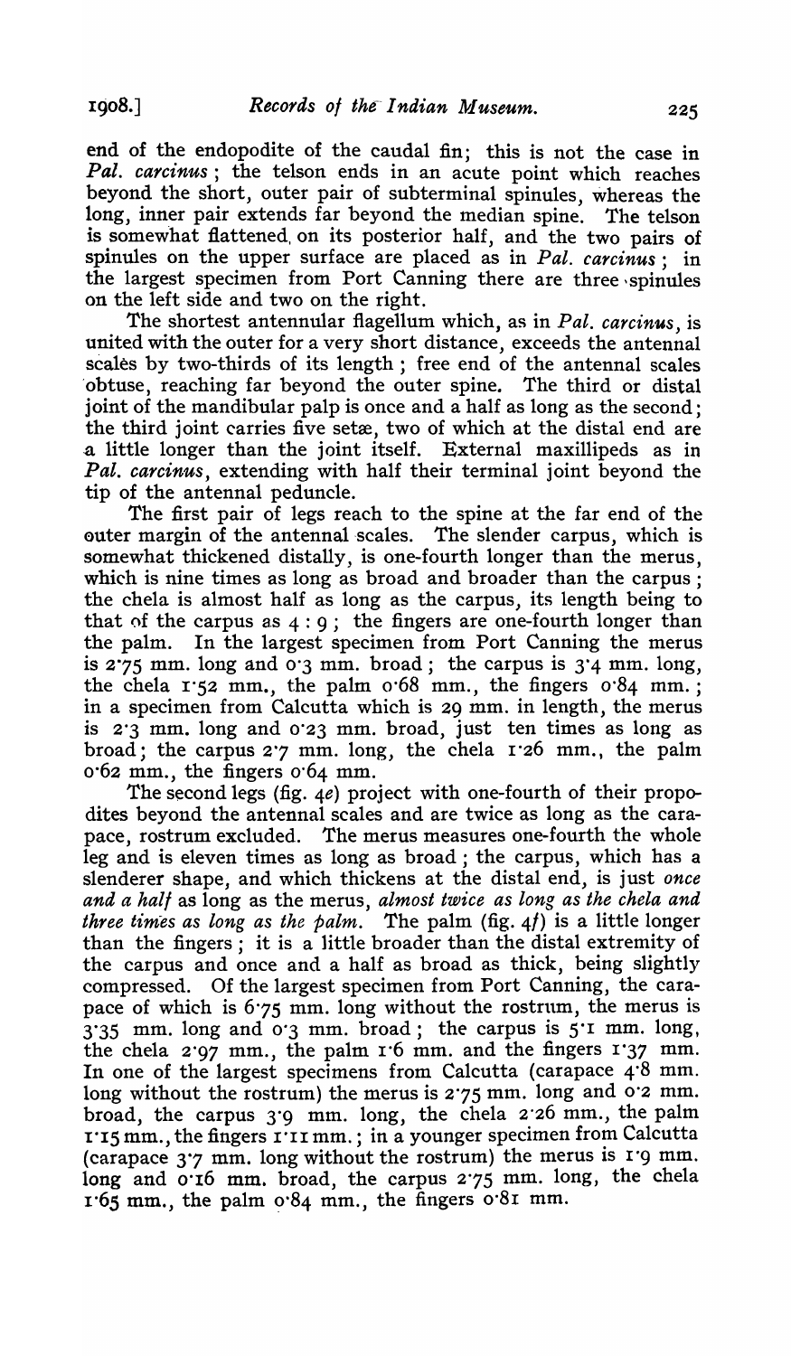end of the endopodite of the caudal fin; this is not the case in *Pal. carcinus*; the telson ends in an acute point which reaches beyond the short, outer pair of subterminal spinules, whereas the long, inner pair extends far beyond the median spine. The telson is somewhat flattened on its posterior half, and the two pairs of spinules on the upper surface are placed as in *Pal. carcinus*; in the largest specimen from Port Canning there are three spinules on the left side and two on the right.

The shortest antennular flagellum which, as in *Pal. carcinus*, is united with the outer for a very short distance, exceeds the antennal scales by two-thirds of its length; free end of the antennal scales obtuse, reaching far beyond the outer spine. The third or distal joint of the mandibular palp is once and a half as long as the second; the third joint carries five setæ, two of which at the distal end are a little longer than the joint itself. External maxillipeds as in *Pal. carcinus*, extending with half their terminal joint beyond the tip of the antennal peduncle.

The first pair of legs reach to the spine at the far end of the outer margin of the antennal scales. The slender carpus, which is somewhat thickened distally, is one-fourth longer than the merus, which is nine times as long as broad and broader than the carpus; the chela is almost half as long as the carpus, its length being to that of the carpus as 4 : 9; the fingers are one-fourth longer than the palm. In the largest specimen from Port Canning the merus is 2·75 mm. long and 0·3 mm. broad; the carpus is 3·4 mm. long, the chela 1·52 mm., the palm 0·68 mm., the fingers 0·84 mm.; in a specimen from Calcutta which is 29 mm. in length, the merus is 2·3 mm. long and 0·23 mm. broad, just ten times as long as broad; the carpus 2·7 mm. long, the chela 1·26 mm., the palm 0·62 mm., the fingers 0·64 mm.

The second legs (fig. 4*e*) project with one-fourth of their propodites beyond the antennal scales and are twice as long as the carapace, rostrum excluded. The merus measures one-fourth the whole leg and is eleven times as long as broad; the carpus, which has a slenderer shape, and which thickens at the distal end, is just *once and a half* as long as the merus, *almost twice as long as the chela and three times as long as the palm*. The palm (fig. 4*f*) is a little longer than the fingers; it is a little broader than the distal extremity of the carpus and once and a half as broad as thick, being slightly compressed. Of the largest specimen from Port Canning, the carapace of which is 6·75 mm. long without the rostrum, the merus is 3·35 mm. long and 0·3 mm. broad; the carpus is 5·1 mm. long, the chela 2·97 mm., the palm 1·6 mm. and the fingers 1·37 mm. In one of the largest specimens from Calcutta (carapace 4·8 mm. long without the rostrum) the merus is 2·75 mm. long and 0·2 mm. broad, the carpus 3·9 mm. long, the chela 2·26 mm., the palm 1·15 mm., the fingers 1·11 mm.; in a younger specimen from Calcutta (carapace 3·7 mm. long without the rostrum) the merus is 1·9 mm. long and 0·16 mm. broad, the carpus 2·75 mm. long, the chela 1·65 mm., the palm 0·84 mm., the fingers 0·81 mm.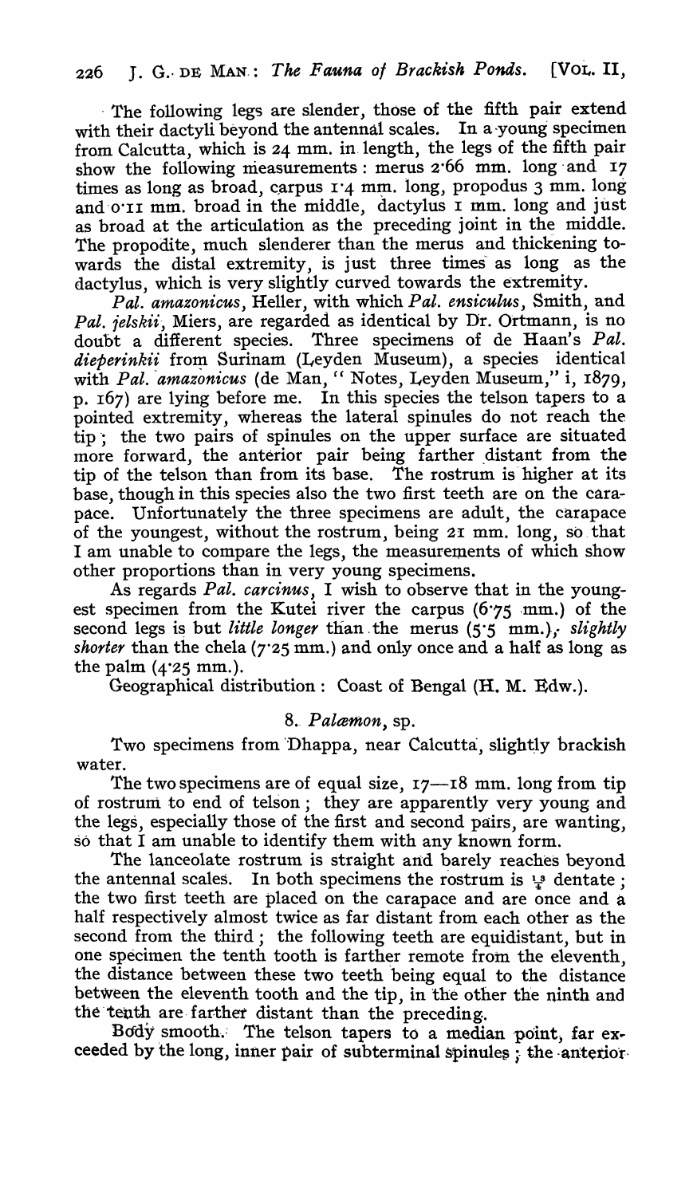The following legs are slender, those of the fifth pair extend with their dactyli beyond the antennal scales. In a young specimen from Calcutta, which is 24 mm. in length, the legs of the fifth pair show the following measurements: merus 2·66 mm. long and 17 times as long as broad, carpus 1·4 mm. long, propodus 3 mm. long and 0·11 mm. broad in the middle, dactylus 1 mm. long and just as broad at the articulation as the preceding joint in the middle. The propodite, much slenderer than the merus and thickening towards the distal extremity, is just three times as long as the dactylus, which is very slightly curved towards the extremity.

*Pal. amazonicus*, Heller, with which *Pal. ensiculus*, Smith, and *Pal. jelskii*, Miers, are regarded as identical by Dr. Ortmann, is no doubt a different species. Three specimens of de Haan's *Pal. dieperinkii* from Surinam (Leyden Museum), a species identical with *Pal. amazonicus* (de Man, "Notes, Leyden Museum," i, 1879, p. 167) are lying before me. In this species the telson tapers to a pointed extremity, whereas the lateral spinules do not reach the tip; the two pairs of spinules on the upper surface are situated more forward, the anterior pair being farther distant from the tip of the telson than from its base. The rostrum is higher at its base, though in this species also the two first teeth are on the carapace. Unfortunately the three specimens are adult, the carapace of the youngest, without the rostrum, being 21 mm. long, so that I am unable to compare the legs, the measurements of which show other proportions than in very young specimens.

As regards *Pal. carcinus*, I wish to observe that in the youngest specimen from the Kutei river the carpus (6·75 mm.) of the second legs is but *little longer* than the merus (5·5 mm.), *slightly shorter* than the chela (7·25 mm.) and only once and a half as long as the palm (4·25 mm.).

Geographical distribution: Coast of Bengal (H. M. Edw.).

## 8. *Palæmon*, sp.

Two specimens from Dhappa, near Calcutta, slightly brackish water.

The two specimens are of equal size, 17—18 mm. long from tip of rostrum to end of telson; they are apparently very young and the legs, especially those of the first and second pairs, are wanting, so that I am unable to identify them with any known form.

The lanceolate rostrum is straight and barely reaches beyond the antennal scales. In both specimens the rostrum is $\frac{11}{3}$ dentate; the two first teeth are placed on the carapace and are once and a half respectively almost twice as far distant from each other as the second from the third; the following teeth are equidistant, but in one specimen the tenth tooth is farther remote from the eleventh, the distance between these two teeth being equal to the distance between the eleventh tooth and the tip, in the other the ninth and the tenth are farther distant than the preceding.

Body smooth. The telson tapers to a median point, far exceeded by the long, inner pair of subterminal spinules; the anterior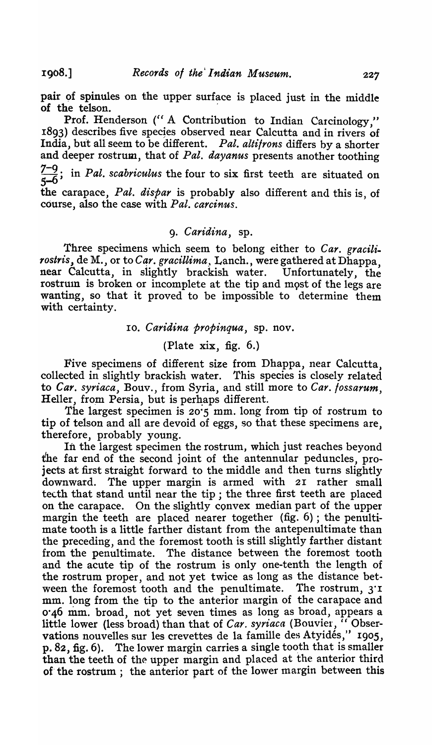pair of spinules on the upper surface is placed just in the middle of the telson.

Prof. Henderson ("A Contribution to Indian Carcinology," 1893) describes five species observed near Calcutta and in rivers of India, but all seem to be different. *Pal. altifrons* differs by a shorter and deeper rostrum, that of *Pal. dayanus* presents another toothing $\frac{7-9}{5-6}$; in *Pal. scabriculus* the four to six first teeth are situated on the carapace, *Pal. dispar* is probably also different and this is, of course, also the case with *Pal. carcinus*.

### 9. *Caridina*, sp.

Three specimens which seem to belong either to *Car. gracilirostris*, de M., or to *Car. gracillima*, Lanch., were gathered at Dhappa, near Calcutta, in slightly brackish water. Unfortunately, the rostrum is broken or incomplete at the tip and most of the legs are wanting, so that it proved to be impossible to determine them with certainty.

### 10. *Caridina propinqua*, sp. nov.

(Plate xix, fig. 6.)

Five specimens of different size from Dhappa, near Calcutta, collected in slightly brackish water. This species is closely related to *Car. syriaca*, Bouv., from Syria, and still more to *Car. fossarum*, Heller, from Persia, but is perhaps different.

The largest specimen is 20·5 mm. long from tip of rostrum to tip of telson and all are devoid of eggs, so that these specimens are, therefore, probably young.

In the largest specimen the rostrum, which just reaches beyond the far end of the second joint of the antennular peduncles, projects at first straight forward to the middle and then turns slightly downward. The upper margin is armed with 21 rather small teeth that stand until near the tip; the three first teeth are placed on the carapace. On the slightly convex median part of the upper margin the teeth are placed nearer together (fig. 6); the penultimate tooth is a little farther distant from the antepenultimate than the preceding, and the foremost tooth is still slightly farther distant from the penultimate. The distance between the foremost tooth and the acute tip of the rostrum is only one-tenth the length of the rostrum proper, and not yet twice as long as the distance between the foremost tooth and the penultimate. The rostrum, 3·1 mm. long from the tip to the anterior margin of the carapace and 0·46 mm. broad, not yet seven times as long as broad, appears a little lower (less broad) than that of *Car. syriaca* (Bouvier, "Observations nouvelles sur les crevettes de la famille des Atyidés," 1905, p. 82, fig. 6). The lower margin carries a single tooth that is smaller than the teeth of the upper margin and placed at the anterior third of the rostrum; the anterior part of the lower margin between this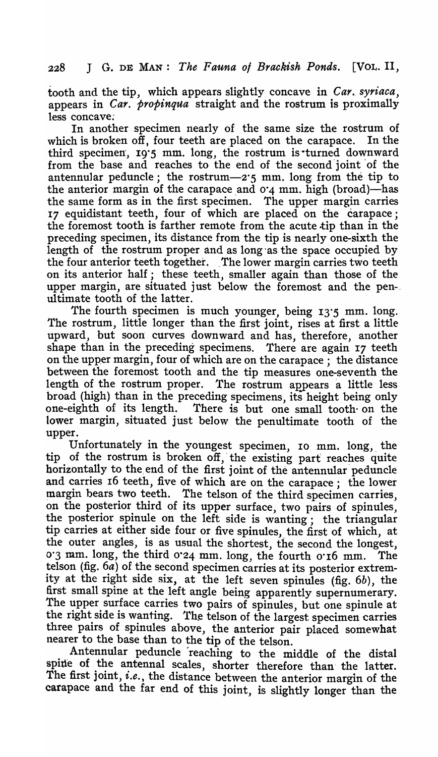tooth and the tip, which appears slightly concave in *Car. syriaca*, appears in *Car. propinqua* straight and the rostrum is proximally less concave.

In another specimen nearly of the same size the rostrum of which is broken off, four teeth are placed on the carapace. In the third specimen, 19·5 mm. long, the rostrum is turned downward from the base and reaches to the end of the second joint of the antennular peduncle; the rostrum—2·5 mm. long from the tip to the anterior margin of the carapace and 0·4 mm. high (broad)—has the same form as in the first specimen. The upper margin carries 17 equidistant teeth, four of which are placed on the carapace; the foremost tooth is farther remote from the acute tip than in the preceding specimen, its distance from the tip is nearly one-sixth the length of the rostrum proper and as long as the space occupied by the four anterior teeth together. The lower margin carries two teeth on its anterior half; these teeth, smaller again than those of the upper margin, are situated just below the foremost and the penultimate tooth of the latter.

The fourth specimen is much younger, being 13·5 mm. long. The rostrum, little longer than the first joint, rises at first a little upward, but soon curves downward and has, therefore, another shape than in the preceding specimens. There are again 17 teeth on the upper margin, four of which are on the carapace; the distance between the foremost tooth and the tip measures one-seventh the length of the rostrum proper. The rostrum appears a little less broad (high) than in the preceding specimens, its height being only one-eighth of its length. There is but one small tooth on the lower margin, situated just below the penultimate tooth of the upper.

Unfortunately in the youngest specimen, 10 mm. long, the tip of the rostrum is broken off, the existing part reaches quite horizontally to the end of the first joint of the antennular peduncle and carries 16 teeth, five of which are on the carapace; the lower margin bears two teeth. The telson of the third specimen carries, on the posterior third of its upper surface, two pairs of spinules, the posterior spinule on the left side is wanting; the triangular tip carries at either side four or five spinules, the first of which, at the outer angles, is as usual the shortest, the second the longest, 0·3 mm. long, the third 0·24 mm. long, the fourth 0·16 mm. The telson (fig. 6*a*) of the second specimen carries at its posterior extremity at the right side six, at the left seven spinules (fig. 6*b*), the first small spine at the left angle being apparently supernumerary. The upper surface carries two pairs of spinules, but one spinule at the right side is wanting. The telson of the largest specimen carries three pairs of spinules above, the anterior pair placed somewhat nearer to the base than to the tip of the telson.

Antennular peduncle reaching to the middle of the distal spine of the antennal scales, shorter therefore than the latter. The first joint, *i.e.*, the distance between the anterior margin of the carapace and the far end of this joint, is slightly longer than the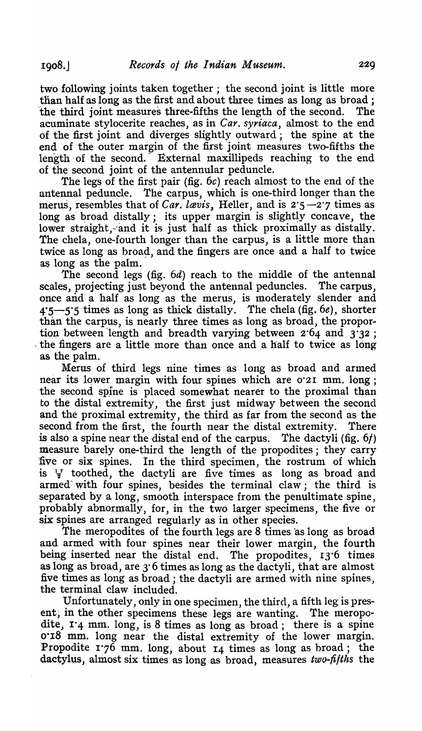two following joints taken together; the second joint is little more than half as long as the first and about three times as long as broad; the third joint measures three-fifths the length of the second. The acuminate stylocerite reaches, as in *Car. syriaca*, almost to the end of the first joint and diverges slightly outward; the spine at the end of the outer margin of the first joint measures two-fifths the length of the second. External maxillipeds reaching to the end of the second joint of the antennular peduncle.

The legs of the first pair (fig. 6*c*) reach almost to the end of the antennal peduncle. The carpus, which is one-third longer than the merus, resembles that of *Car. lævis*, Heller, and is 2·5—2·7 times as long as broad distally; its upper margin is slightly concave, the lower straight, and it is just half as thick proximally as distally. The chela, one-fourth longer than the carpus, is a little more than twice as long as broad, and the fingers are once and a half to twice as long as the palm.

The second legs (fig. 6*d*) reach to the middle of the antennal scales, projecting just beyond the antennal peduncles. The carpus, once and a half as long as the merus, is moderately slender and 4·5—5·5 times as long as thick distally. The chela (fig. 6*e*), shorter than the carpus, is nearly three times as long as broad, the proportion between length and breadth varying between 2·64 and 3·32; the fingers are a little more than once and a half to twice as long as the palm.

Merus of third legs nine times as long as broad and armed near its lower margin with four spines which are 0·21 mm. long; the second spine is placed somewhat nearer to the proximal than to the distal extremity, the first just midway between the second and the proximal extremity, the third as far from the second as the second from the first, the fourth near the distal extremity. There is also a spine near the distal end of the carpus. The dactyli (fig. 6*f*) measure barely one-third the length of the propodites; they carry five or six spines. In the third specimen, the rostrum of which is $\frac{7}{2}$ toothed, the dactyli are five times as long as broad and armed with four spines, besides the terminal claw; the third is separated by a long, smooth interspace from the penultimate spine, probably abnormally, for, in the two larger specimens, the five or six spines are arranged regularly as in other species.

The meropodites of the fourth legs are 8 times as long as broad and armed with four spines near their lower margin, the fourth being inserted near the distal end. The propodites, 13·6 times as long as broad, are 3·6 times as long as the dactyli, that are almost five times as long as broad; the dactyli are armed with nine spines, the terminal claw included.

Unfortunately, only in one specimen, the third, a fifth leg is present; in the other specimens these legs are wanting. The meropodite, 1·4 mm. long, is 8 times as long as broad; there is a spine 0·18 mm. long near the distal extremity of the lower margin. Propodite 1·76 mm. long, about 14 times as long as broad; the dactylus, almost six times as long as broad, measures *two-fifths* the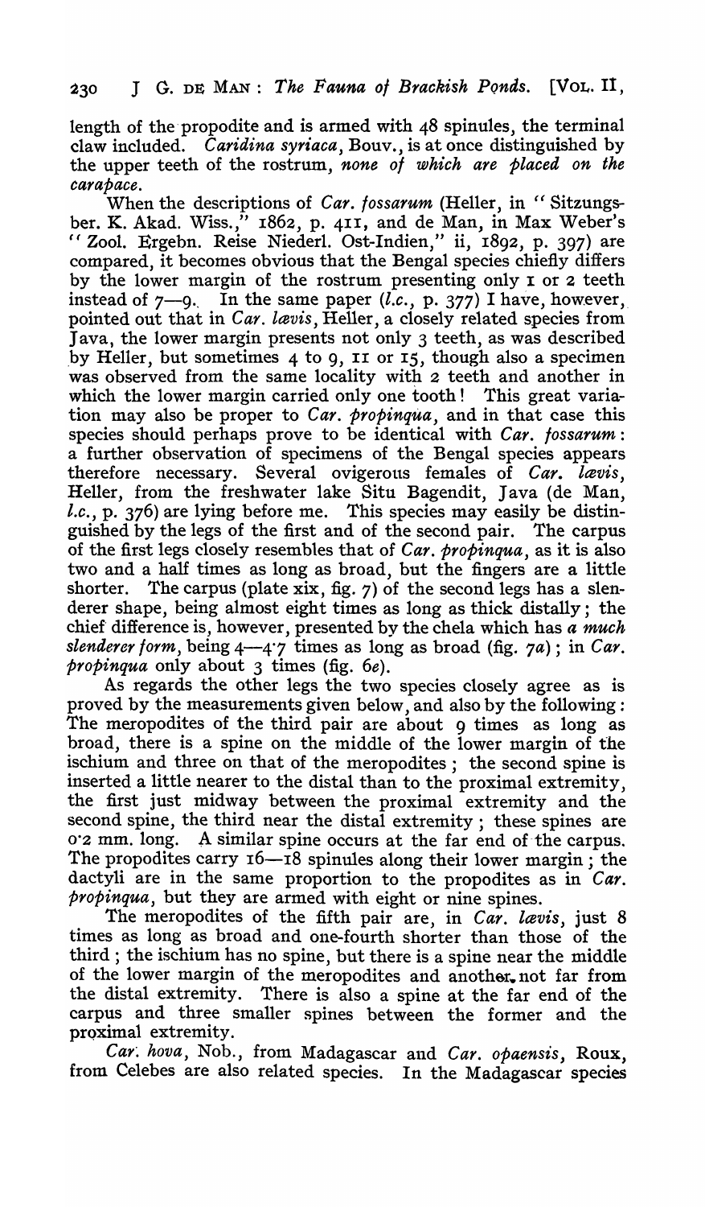length of the propodite and is armed with 48 spinules, the terminal claw included. *Caridina syriaca*, Bouv., is at once distinguished by the upper teeth of the rostrum, *none of which are placed on the carapace*.

When the descriptions of *Car. fossarum* (Heller, in "Sitzungsber. K. Akad. Wiss.," 1862, p. 411, and de Man, in Max Weber's "Zool. Ergebn. Reise Niederl. Ost-Indien," ii, 1892, p. 397) are compared, it becomes obvious that the Bengal species chiefly differs by the lower margin of the rostrum presenting only 1 or 2 teeth instead of 7—9. In the same paper (*l.c.*, p. 377) I have, however, pointed out that in *Car. lævis*, Heller, a closely related species from Java, the lower margin presents not only 3 teeth, as was described by Heller, but sometimes 4 to 9, 11 or 15, though also a specimen was observed from the same locality with 2 teeth and another in which the lower margin carried only one tooth! This great variation may also be proper to *Car. propinqua*, and in that case this species should perhaps prove to be identical with *Car. fossarum*: a further observation of specimens of the Bengal species appears therefore necessary. Several ovigerous females of *Car. lævis*, Heller, from the freshwater lake Situ Bagendit, Java (de Man, *l.c.*, p. 376) are lying before me. This species may easily be distinguished by the legs of the first and of the second pair. The carpus of the first legs closely resembles that of *Car. propinqua*, as it is also two and a half times as long as broad, but the fingers are a little shorter. The carpus (plate xix, fig. 7) of the second legs has a slenderer shape, being almost eight times as long as thick distally; the chief difference is, however, presented by the chela which has *a much slenderer form*, being 4—4·7 times as long as broad (fig. 7*a*); in *Car. propinqua* only about 3 times (fig. 6*e*).

As regards the other legs the two species closely agree as is proved by the measurements given below, and also by the following: The meropodites of the third pair are about 9 times as long as broad, there is a spine on the middle of the lower margin of the ischium and three on that of the meropodites; the second spine is inserted a little nearer to the distal than to the proximal extremity, the first just midway between the proximal extremity and the second spine, the third near the distal extremity; these spines are 0·2 mm. long. A similar spine occurs at the far end of the carpus. The propodites carry 16—18 spinules along their lower margin; the dactyli are in the same proportion to the propodites as in *Car. propinqua*, but they are armed with eight or nine spines.

The meropodites of the fifth pair are, in *Car. lævis*, just 8 times as long as broad and one-fourth shorter than those of the third; the ischium has no spine, but there is a spine near the middle of the lower margin of the meropodites and another not far from the distal extremity. There is also a spine at the far end of the carpus and three smaller spines between the former and the proximal extremity.

*Car. hova*, Nob., from Madagascar and *Car. opaensis*, Roux, from Celebes are also related species. In the Madagascar species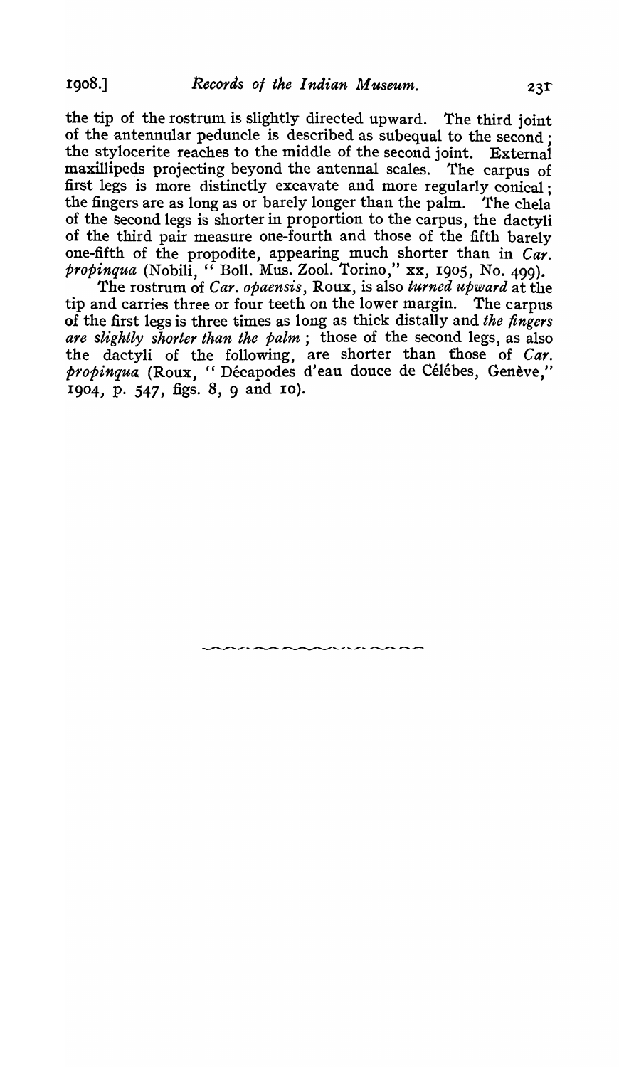the tip of the rostrum is slightly directed upward. The third joint of the antennular peduncle is described as subequal to the second; the stylocerite reaches to the middle of the second joint. External maxillipeds projecting beyond the antennal scales. The carpus of first legs is more distinctly excavate and more regularly conical; the fingers are as long as or barely longer than the palm. The chela of the second legs is shorter in proportion to the carpus, the dactyli of the third pair measure one-fourth and those of the fifth barely one-fifth of the propodite, appearing much shorter than in *Car. propinqua* (Nobili, "Boll. Mus. Zool. Torino," xx, 1905, No. 499).

The rostrum of *Car. opaensis*, Roux, is also *turned upward* at the tip and carries three or four teeth on the lower margin. The carpus of the first legs is three times as long as thick distally and *the fingers are slightly shorter than the palm*; those of the second legs, as also the dactyli of the following, are shorter than those of *Car. propinqua* (Roux, "Décapodes d'eau douce de Célébes, Genève," 1904, p. 547, figs. 8, 9 and 10).